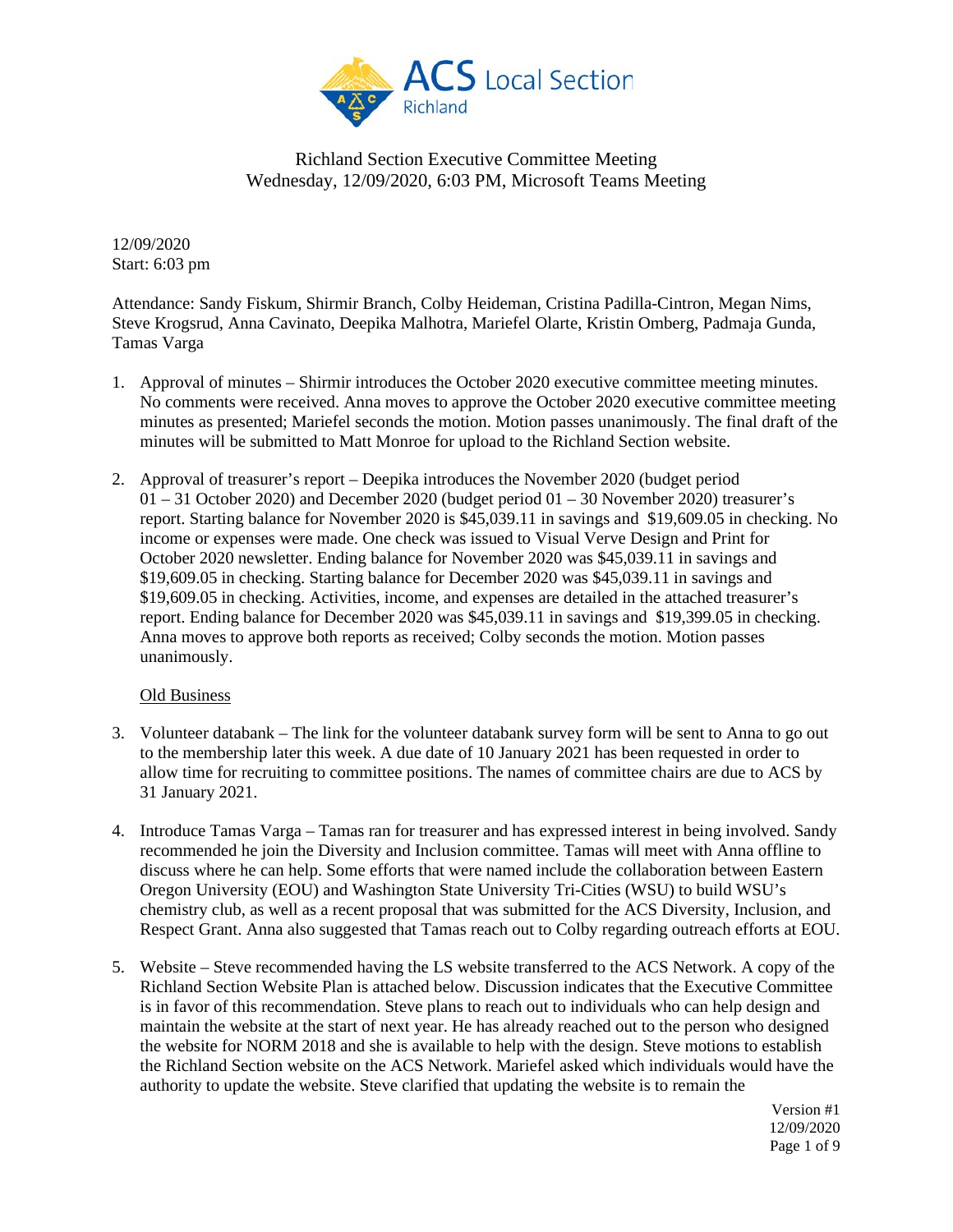Richland Section Executive Committee Meeting
Wednesday, 12/09/2020, 6:03 PM, Microsoft Teams Meeting

12/09/2020
Start: 6:03 pm

Attendance: Sandy Fiskum, Shirmir Branch, Colby Heideman, Cristina Padilla-Cintron, Megan Nims, Steve Krogsrud, Anna Cavinato, Deepika Malhotra, Mariefel Olarte, Kristin Omberg, Padmaja Gunda, Tamas Varga

1. Approval of minutes – Shirmir introduces the October 2020 executive committee meeting minutes. No comments were received. Anna moves to approve the October 2020 executive committee meeting minutes as presented; Mariefel seconds the motion. Motion passes unanimously. The final draft of the minutes will be submitted to Matt Monroe for upload to the Richland Section website.

2. Approval of treasurer's report – Deepika introduces the November 2020 (budget period 01 – 31 October 2020) and December 2020 (budget period 01 – 30 November 2020) treasurer's report. Starting balance for November 2020 is $45,039.11 in savings and $19,609.05 in checking. No income or expenses were made. One check was issued to Visual Verve Design and Print for October 2020 newsletter. Ending balance for November 2020 was $45,039.11 in savings and $19,609.05 in checking. Starting balance for December 2020 was $45,039.11 in savings and $19,609.05 in checking. Activities, income, and expenses are detailed in the attached treasurer's report. Ending balance for December 2020 was $45,039.11 in savings and $19,399.05 in checking. Anna moves to approve both reports as received; Colby seconds the motion. Motion passes unanimously.

<u>Old Business</u>

3. Volunteer databank – The link for the volunteer databank survey form will be sent to Anna to go out to the membership later this week. A due date of 10 January 2021 has been requested in order to allow time for recruiting to committee positions. The names of committee chairs are due to ACS by 31 January 2021.

4. Introduce Tamas Varga – Tamas ran for treasurer and has expressed interest in being involved. Sandy recommended he join the Diversity and Inclusion committee. Tamas will meet with Anna offline to discuss where he can help. Some efforts that were named include the collaboration between Eastern Oregon University (EOU) and Washington State University Tri-Cities (WSU) to build WSU's chemistry club, as well as a recent proposal that was submitted for the ACS Diversity, Inclusion, and Respect Grant. Anna also suggested that Tamas reach out to Colby regarding outreach efforts at EOU.

5. Website – Steve recommended having the LS website transferred to the ACS Network. A copy of the Richland Section Website Plan is attached below. Discussion indicates that the Executive Committee is in favor of this recommendation. Steve plans to reach out to individuals who can help design and maintain the website at the start of next year. He has already reached out to the person who designed the website for NORM 2018 and she is available to help with the design. Steve motions to establish the Richland Section website on the ACS Network. Mariefel asked which individuals would have the authority to update the website. Steve clarified that updating the website is to remain the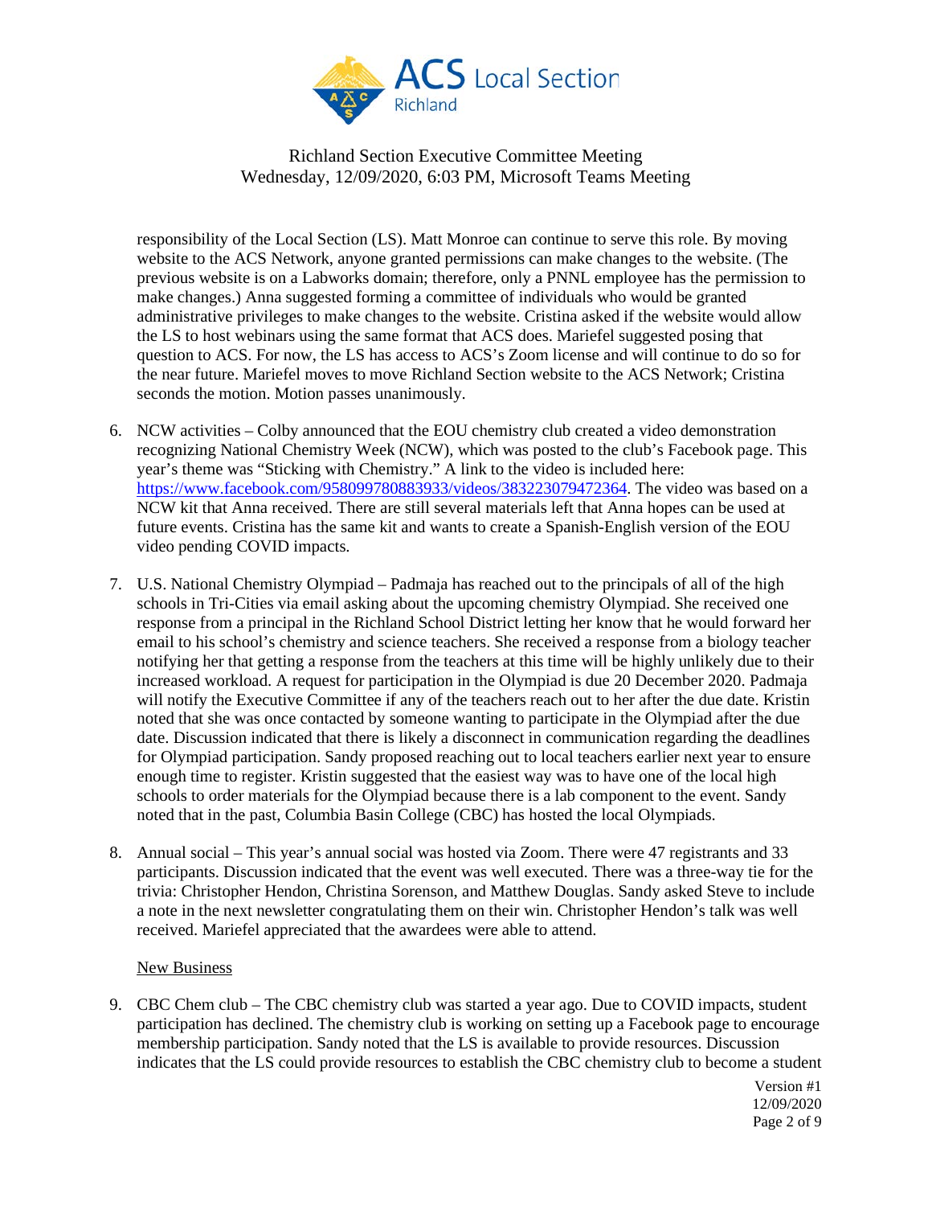responsibility of the Local Section (LS). Matt Monroe can continue to serve this role. By moving website to the ACS Network, anyone granted permissions can make changes to the website. (The previous website is on a Labworks domain; therefore, only a PNNL employee has the permission to make changes.) Anna suggested forming a committee of individuals who would be granted administrative privileges to make changes to the website. Cristina asked if the website would allow the LS to host webinars using the same format that ACS does. Mariefel suggested posing that question to ACS. For now, the LS has access to ACS's Zoom license and will continue to do so for the near future. Mariefel moves to move Richland Section website to the ACS Network; Cristina seconds the motion. Motion passes unanimously.

6. NCW activities – Colby announced that the EOU chemistry club created a video demonstration recognizing National Chemistry Week (NCW), which was posted to the club's Facebook page. This year's theme was "Sticking with Chemistry." A link to the video is included here: https://www.facebook.com/958099780883933/videos/383223079472364. The video was based on a NCW kit that Anna received. There are still several materials left that Anna hopes can be used at future events. Cristina has the same kit and wants to create a Spanish-English version of the EOU video pending COVID impacts.

7. U.S. National Chemistry Olympiad – Padmaja has reached out to the principals of all of the high schools in Tri-Cities via email asking about the upcoming chemistry Olympiad. She received one response from a principal in the Richland School District letting her know that he would forward her email to his school's chemistry and science teachers. She received a response from a biology teacher notifying her that getting a response from the teachers at this time will be highly unlikely due to their increased workload. A request for participation in the Olympiad is due 20 December 2020. Padmaja will notify the Executive Committee if any of the teachers reach out to her after the due date. Kristin noted that she was once contacted by someone wanting to participate in the Olympiad after the due date. Discussion indicated that there is likely a disconnect in communication regarding the deadlines for Olympiad participation. Sandy proposed reaching out to local teachers earlier next year to ensure enough time to register. Kristin suggested that the easiest way was to have one of the local high schools to order materials for the Olympiad because there is a lab component to the event. Sandy noted that in the past, Columbia Basin College (CBC) has hosted the local Olympiads.

8. Annual social – This year's annual social was hosted via Zoom. There were 47 registrants and 33 participants. Discussion indicated that the event was well executed. There was a three-way tie for the trivia: Christopher Hendon, Christina Sorenson, and Matthew Douglas. Sandy asked Steve to include a note in the next newsletter congratulating them on their win. Christopher Hendon's talk was well received. Mariefel appreciated that the awardees were able to attend.

<u>New Business</u>

9. CBC Chem club – The CBC chemistry club was started a year ago. Due to COVID impacts, student participation has declined. The chemistry club is working on setting up a Facebook page to encourage membership participation. Sandy noted that the LS is available to provide resources. Discussion indicates that the LS could provide resources to establish the CBC chemistry club to become a student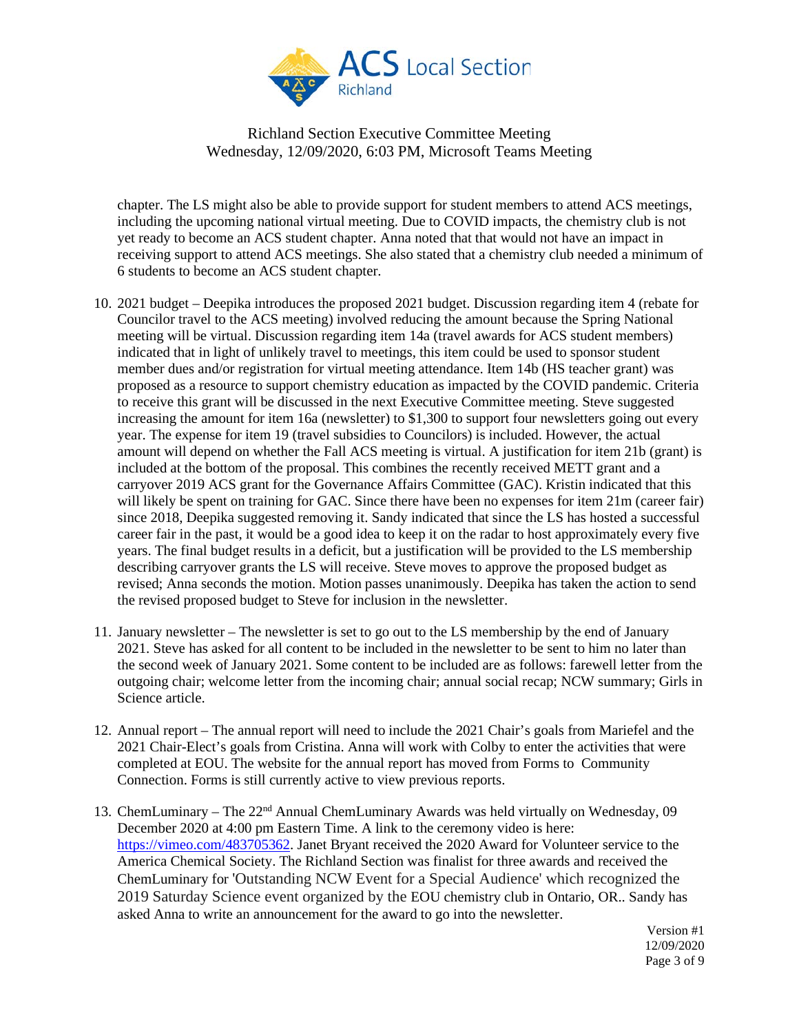chapter. The LS might also be able to provide support for student members to attend ACS meetings, including the upcoming national virtual meeting. Due to COVID impacts, the chemistry club is not yet ready to become an ACS student chapter. Anna noted that that would not have an impact in receiving support to attend ACS meetings. She also stated that a chemistry club needed a minimum of 6 students to become an ACS student chapter.

10. 2021 budget – Deepika introduces the proposed 2021 budget. Discussion regarding item 4 (rebate for Councilor travel to the ACS meeting) involved reducing the amount because the Spring National meeting will be virtual. Discussion regarding item 14a (travel awards for ACS student members) indicated that in light of unlikely travel to meetings, this item could be used to sponsor student member dues and/or registration for virtual meeting attendance. Item 14b (HS teacher grant) was proposed as a resource to support chemistry education as impacted by the COVID pandemic. Criteria to receive this grant will be discussed in the next Executive Committee meeting. Steve suggested increasing the amount for item 16a (newsletter) to $1,300 to support four newsletters going out every year. The expense for item 19 (travel subsidies to Councilors) is included. However, the actual amount will depend on whether the Fall ACS meeting is virtual. A justification for item 21b (grant) is included at the bottom of the proposal. This combines the recently received METT grant and a carryover 2019 ACS grant for the Governance Affairs Committee (GAC). Kristin indicated that this will likely be spent on training for GAC. Since there have been no expenses for item 21m (career fair) since 2018, Deepika suggested removing it. Sandy indicated that since the LS has hosted a successful career fair in the past, it would be a good idea to keep it on the radar to host approximately every five years. The final budget results in a deficit, but a justification will be provided to the LS membership describing carryover grants the LS will receive. Steve moves to approve the proposed budget as revised; Anna seconds the motion. Motion passes unanimously. Deepika has taken the action to send the revised proposed budget to Steve for inclusion in the newsletter.

11. January newsletter – The newsletter is set to go out to the LS membership by the end of January 2021. Steve has asked for all content to be included in the newsletter to be sent to him no later than the second week of January 2021. Some content to be included are as follows: farewell letter from the outgoing chair; welcome letter from the incoming chair; annual social recap; NCW summary; Girls in Science article.

12. Annual report – The annual report will need to include the 2021 Chair's goals from Mariefel and the 2021 Chair-Elect's goals from Cristina. Anna will work with Colby to enter the activities that were completed at EOU. The website for the annual report has moved from Forms to Community Connection. Forms is still currently active to view previous reports.

13. ChemLuminary – The 22nd Annual ChemLuminary Awards was held virtually on Wednesday, 09 December 2020 at 4:00 pm Eastern Time. A link to the ceremony video is here: [https://vimeo.com/483705362](https://vimeo.com/483705362). Janet Bryant received the 2020 Award for Volunteer service to the America Chemical Society. The Richland Section was finalist for three awards and received the ChemLuminary for 'Outstanding NCW Event for a Special Audience' which recognized the 2019 Saturday Science event organized by the EOU chemistry club in Ontario, OR.. Sandy has asked Anna to write an announcement for the award to go into the newsletter.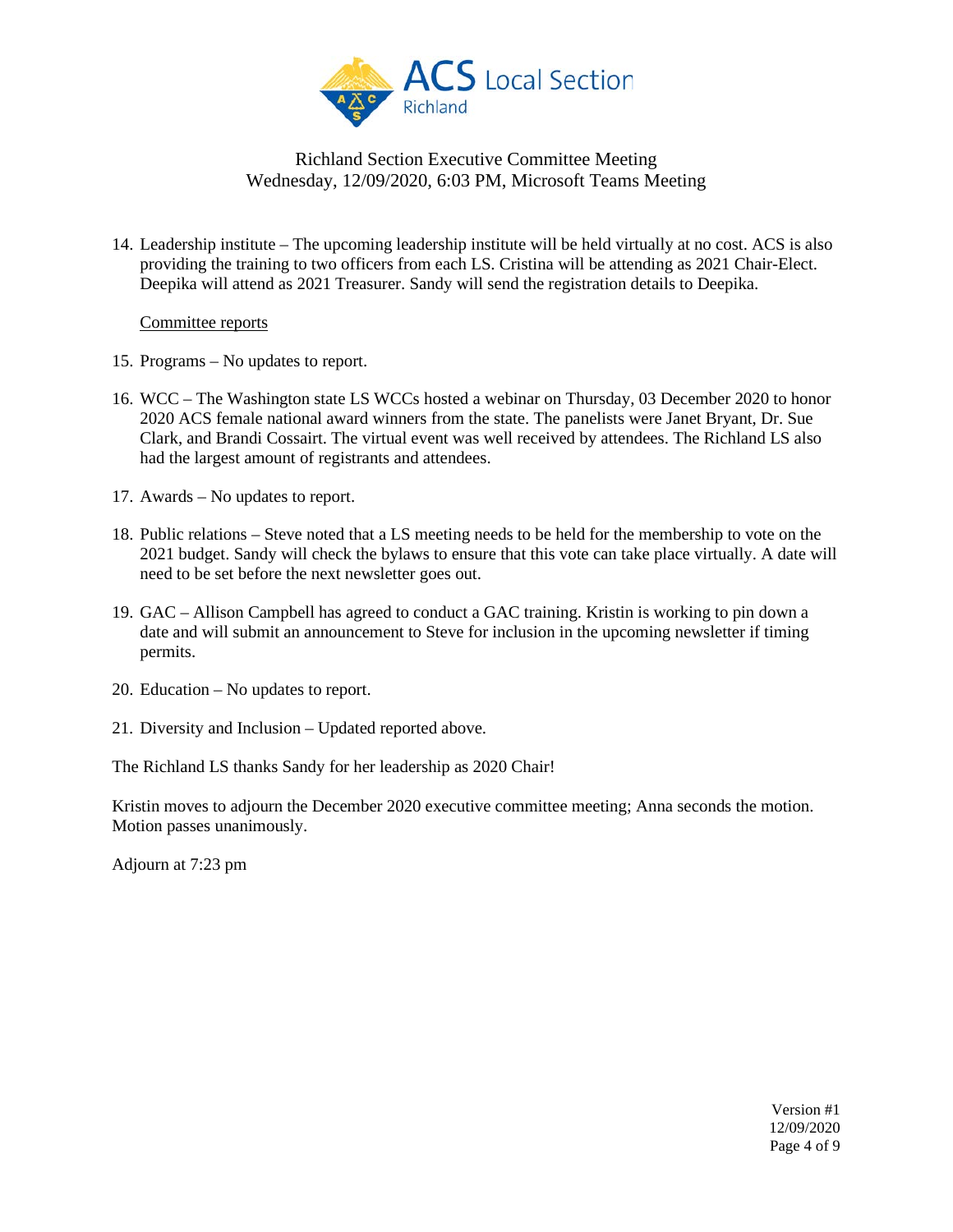Richland Section Executive Committee Meeting
Wednesday, 12/09/2020, 6:03 PM, Microsoft Teams Meeting

14. Leadership institute – The upcoming leadership institute will be held virtually at no cost. ACS is also providing the training to two officers from each LS. Cristina will be attending as 2021 Chair-Elect. Deepika will attend as 2021 Treasurer. Sandy will send the registration details to Deepika.

Committee reports

15. Programs – No updates to report.
16. WCC – The Washington state LS WCCs hosted a webinar on Thursday, 03 December 2020 to honor 2020 ACS female national award winners from the state. The panelists were Janet Bryant, Dr. Sue Clark, and Brandi Cossairt. The virtual event was well received by attendees. The Richland LS also had the largest amount of registrants and attendees.
17. Awards – No updates to report.
18. Public relations – Steve noted that a LS meeting needs to be held for the membership to vote on the 2021 budget. Sandy will check the bylaws to ensure that this vote can take place virtually. A date will need to be set before the next newsletter goes out.
19. GAC – Allison Campbell has agreed to conduct a GAC training. Kristin is working to pin down a date and will submit an announcement to Steve for inclusion in the upcoming newsletter if timing permits.
20. Education – No updates to report.
21. Diversity and Inclusion – Updated reported above.

The Richland LS thanks Sandy for her leadership as 2020 Chair!

Kristin moves to adjourn the December 2020 executive committee meeting; Anna seconds the motion. Motion passes unanimously.

Adjourn at 7:23 pm

Version #1
12/09/2020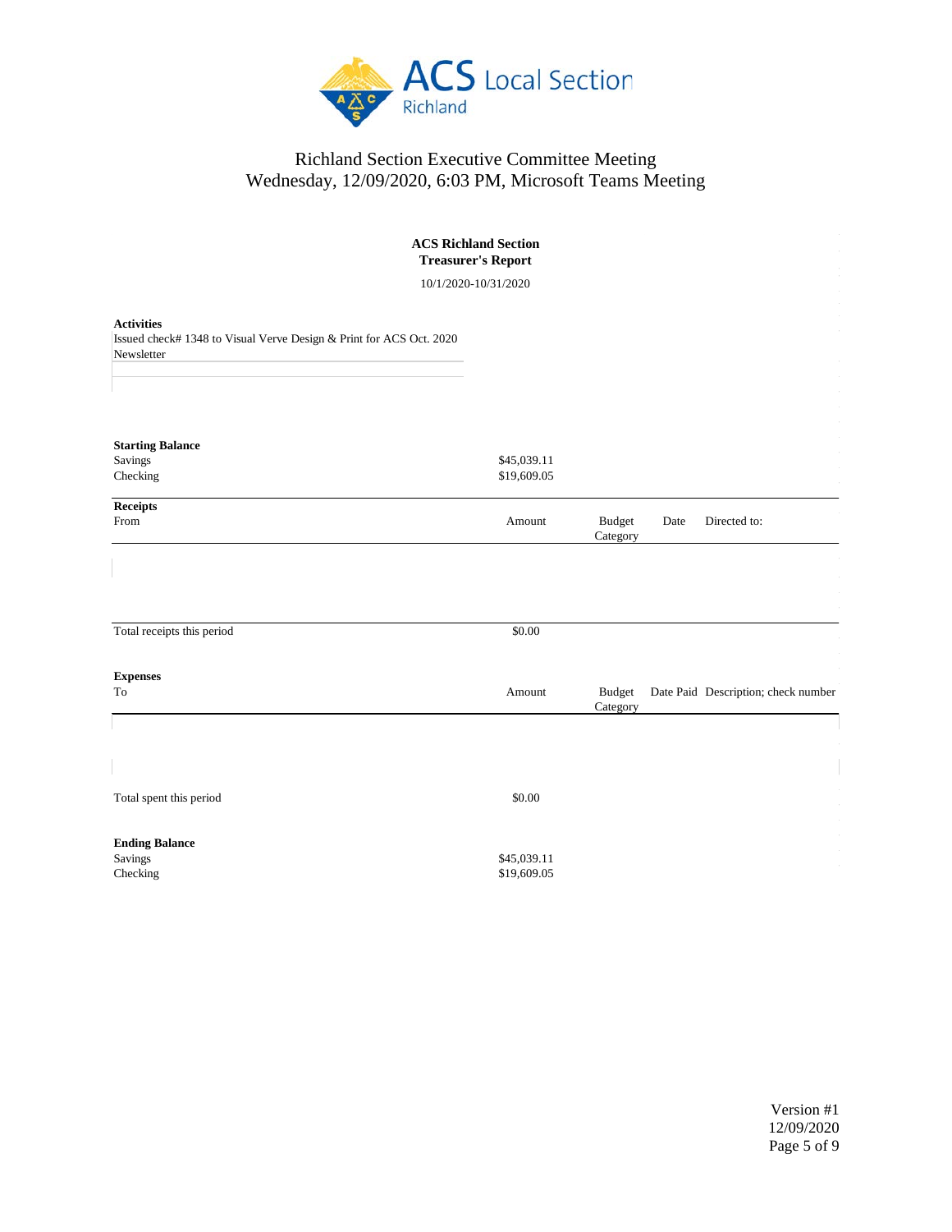# Richland Section Executive Committee Meeting
## Wednesday, 12/09/2020, 6:03 PM, Microsoft Teams Meeting

**ACS Richland Section**
**Treasurer's Report**

10/1/2020-10/31/2020

**Activities**

Issued check# 1348 to Visual Verve Design & Print for ACS Oct. 2020 Newsletter

**Starting Balance**

| | |
|---|---|
| Savings | $45,039.11 |
| Checking | $19,609.05 |

**Receipts**

| From | Amount | Budget Category | Date | Directed to: |
|---|---|---|---|---|
| | | | | |
| Total receipts this period | $0.00 | | | |

**Expenses**

| To | Amount | Budget Category | Date Paid | Description; check number |
|---|---|---|---|---|
| | | | | |
| Total spent this period | $0.00 | | | |

**Ending Balance**

| | |
|---|---|
| Savings | $45,039.11 |
| Checking | $19,609.05 |

Version #1
12/09/2020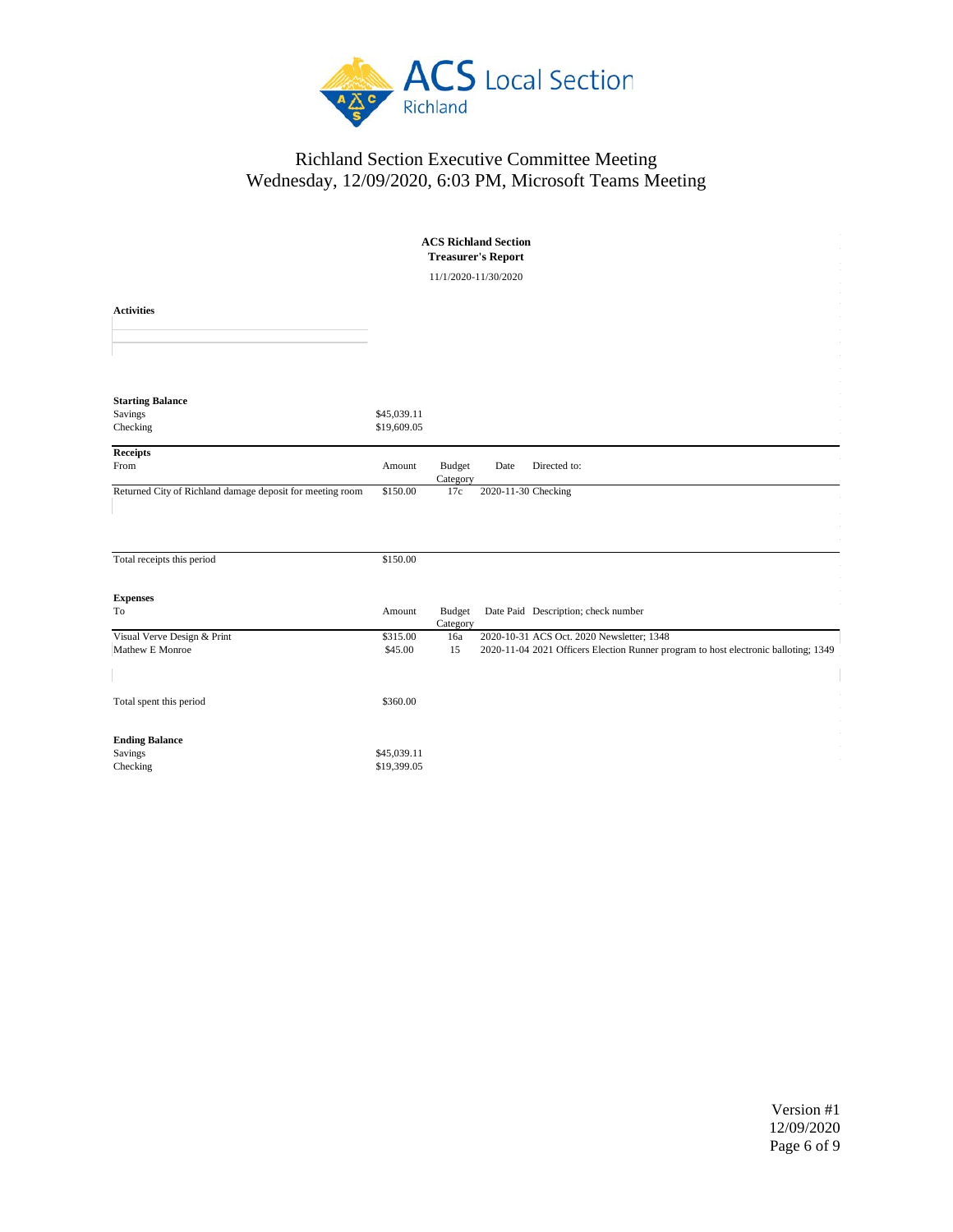# Richland Section Executive Committee Meeting
## Wednesday, 12/09/2020, 6:03 PM, Microsoft Teams Meeting

**ACS Richland Section**
**Treasurer's Report**

11/1/2020-11/30/2020

**Activities**

**Starting Balance**

| | |
|---|---|
| Savings | $45,039.11 |
| Checking | $19,609.05 |

**Receipts**

| From | Amount | Budget Category | Date | Directed to: |
|---|---|---|---|---|
| Returned City of Richland damage deposit for meeting room | $150.00 | 17c | 2020-11-30 | Checking |
| Total receipts this period | $150.00 | | | |

**Expenses**

| To | Amount | Budget Category | Date Paid | Description; check number |
|---|---|---|---|---|
| Visual Verve Design & Print | $315.00 | 16a | 2020-10-31 | ACS Oct. 2020 Newsletter; 1348 |
| Mathew E Monroe | $45.00 | 15 | 2020-11-04 | 2021 Officers Election Runner program to host electronic balloting; 1349 |
| Total spent this period | $360.00 | | | |

**Ending Balance**

| | |
|---|---|
| Savings | $45,039.11 |
| Checking | $19,399.05 |

Version #1
12/09/2020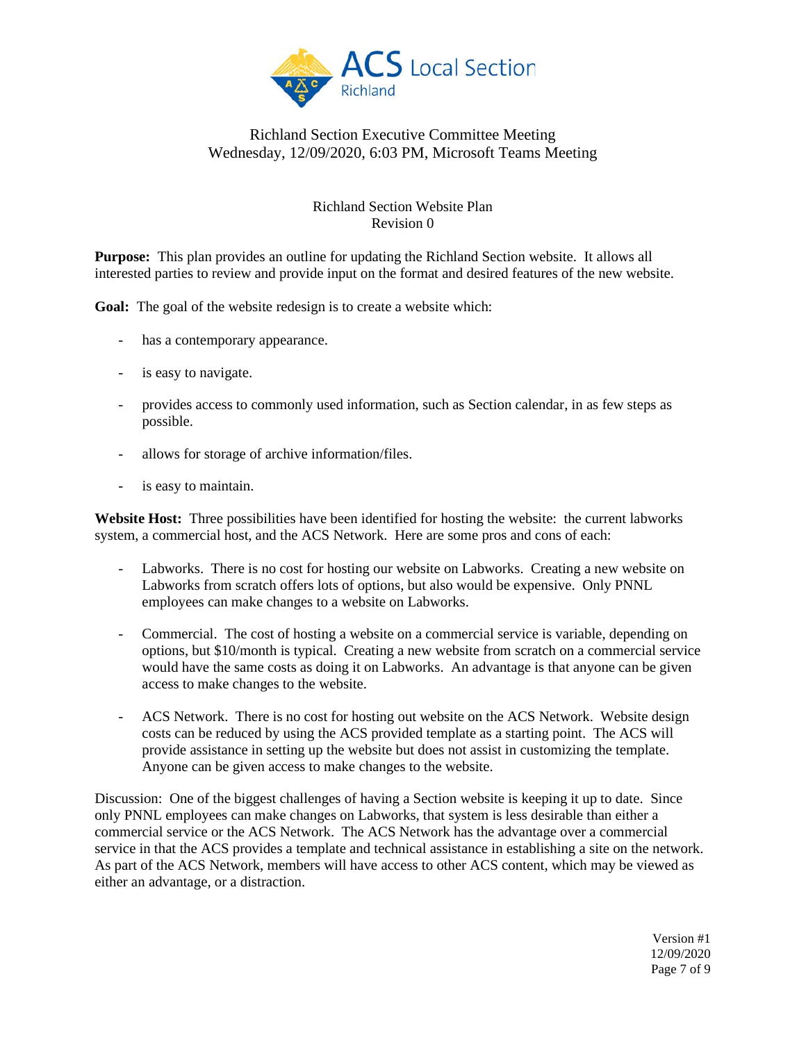Richland Section Executive Committee Meeting
Wednesday, 12/09/2020, 6:03 PM, Microsoft Teams Meeting

## Richland Section Website Plan
Revision 0

**Purpose:** This plan provides an outline for updating the Richland Section website. It allows all interested parties to review and provide input on the format and desired features of the new website.

**Goal:** The goal of the website redesign is to create a website which:

- has a contemporary appearance.
- is easy to navigate.
- provides access to commonly used information, such as Section calendar, in as few steps as possible.
- allows for storage of archive information/files.
- is easy to maintain.

**Website Host:** Three possibilities have been identified for hosting the website: the current labworks system, a commercial host, and the ACS Network. Here are some pros and cons of each:

- Labworks. There is no cost for hosting our website on Labworks. Creating a new website on Labworks from scratch offers lots of options, but also would be expensive. Only PNNL employees can make changes to a website on Labworks.
- Commercial. The cost of hosting a website on a commercial service is variable, depending on options, but $10/month is typical. Creating a new website from scratch on a commercial service would have the same costs as doing it on Labworks. An advantage is that anyone can be given access to make changes to the website.
- ACS Network. There is no cost for hosting out website on the ACS Network. Website design costs can be reduced by using the ACS provided template as a starting point. The ACS will provide assistance in setting up the website but does not assist in customizing the template. Anyone can be given access to make changes to the website.

Discussion: One of the biggest challenges of having a Section website is keeping it up to date. Since only PNNL employees can make changes on Labworks, that system is less desirable than either a commercial service or the ACS Network. The ACS Network has the advantage over a commercial service in that the ACS provides a template and technical assistance in establishing a site on the network. As part of the ACS Network, members will have access to other ACS content, which may be viewed as either an advantage, or a distraction.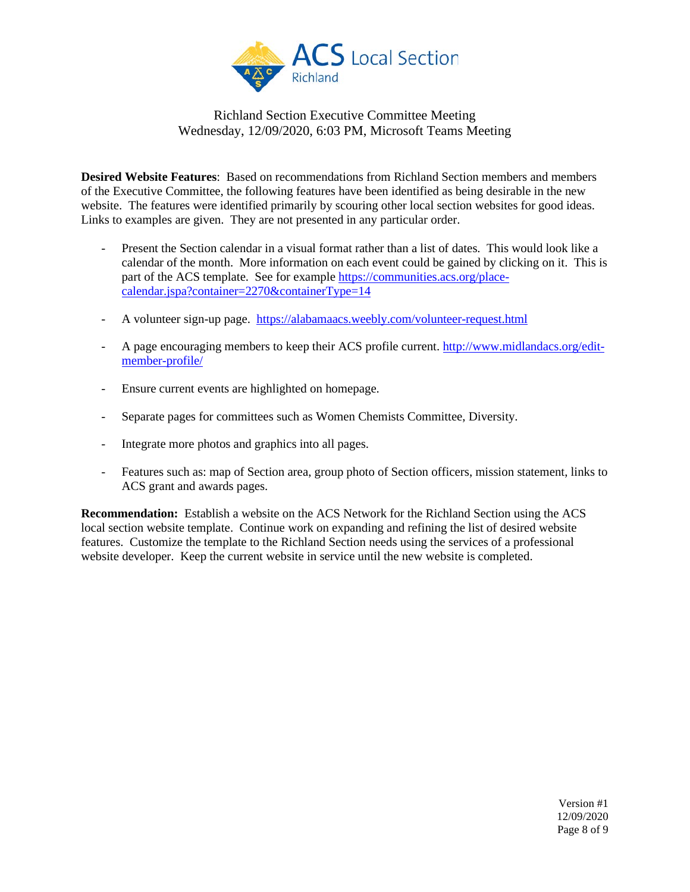Richland Section Executive Committee Meeting
Wednesday, 12/09/2020, 6:03 PM, Microsoft Teams Meeting

**Desired Website Features**: Based on recommendations from Richland Section members and members of the Executive Committee, the following features have been identified as being desirable in the new website. The features were identified primarily by scouring other local section websites for good ideas. Links to examples are given. They are not presented in any particular order.

- Present the Section calendar in a visual format rather than a list of dates. This would look like a calendar of the month. More information on each event could be gained by clicking on it. This is part of the ACS template. See for example https://communities.acs.org/place-calendar.jspa?container=2270&containerType=14

- A volunteer sign-up page. https://alabamaacs.weebly.com/volunteer-request.html

- A page encouraging members to keep their ACS profile current. http://www.midlandacs.org/edit-member-profile/

- Ensure current events are highlighted on homepage.

- Separate pages for committees such as Women Chemists Committee, Diversity.

- Integrate more photos and graphics into all pages.

- Features such as: map of Section area, group photo of Section officers, mission statement, links to ACS grant and awards pages.

**Recommendation:** Establish a website on the ACS Network for the Richland Section using the ACS local section website template. Continue work on expanding and refining the list of desired website features. Customize the template to the Richland Section needs using the services of a professional website developer. Keep the current website in service until the new website is completed.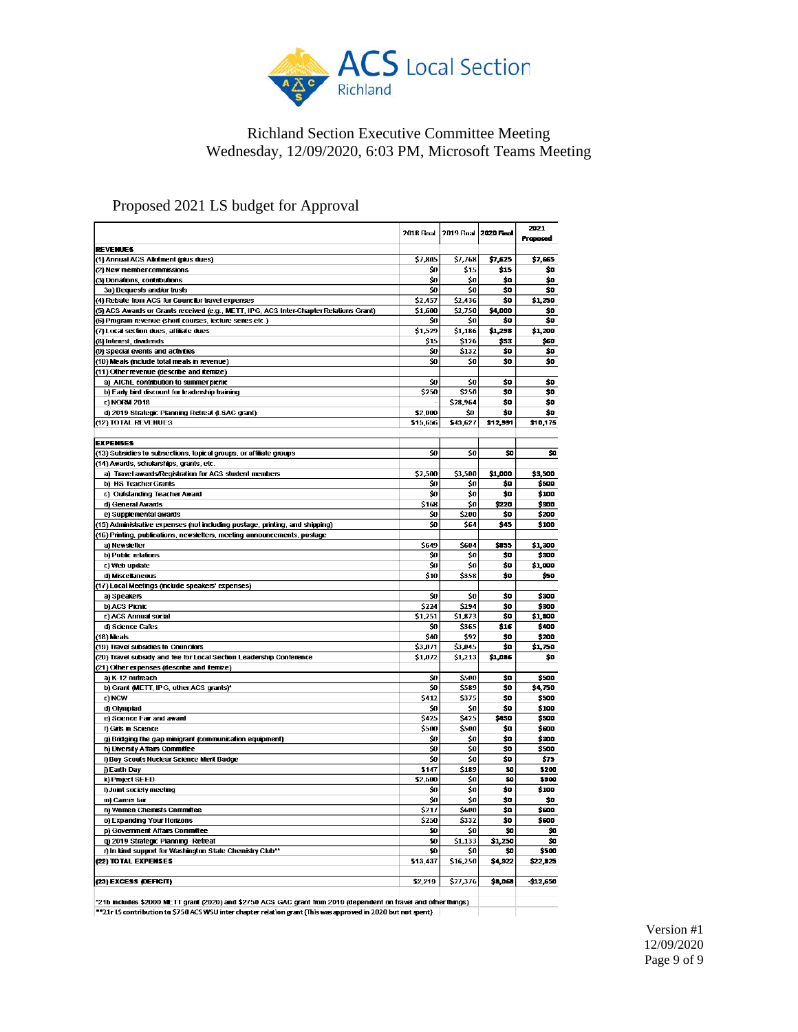Richland Section Executive Committee Meeting
Wednesday, 12/09/2020, 6:03 PM, Microsoft Teams Meeting

## Proposed 2021 LS budget for Approval

| | 2018 Final | 2019 Final | 2020 Final | 2021 Proposed |
|---|---|---|---|---|
| **REVENUES** | | | | |
| (1) Annual ACS Allotment (plus dues) | $7,805 | $7,768 | $7,625 | $7,665 |
| (2) New member commissions | $0 | $15 | $15 | $0 |
| (3) Donations, contributions | $0 | $0 | $0 | $0 |
| 3a) Bequests and/or trusts | $0 | $0 | $0 | $0 |
| (4) Rebate from ACS for Councilor travel expenses | $2,457 | $2,436 | $0 | $1,250 |
| (5) ACS Awards or Grants received (e.g., METT, IPG, ACS Inter-Chapter Relations Grant) | $1,600 | $2,750 | $4,000 | $0 |
| (6) Program revenue (short courses, lecture series etc.) | $0 | $0 | $0 | $0 |
| (7) Local section dues, affiliate dues | $1,529 | $1,186 | $1,298 | $1,200 |
| (8) Interest, dividends | $15 | $126 | $53 | $60 |
| (9) Special events and activities | $0 | $132 | $0 | $0 |
| (10) Meals (include total meals in revenue) | $0 | $0 | $0 | $0 |
| (11) Other revenue (describe and itemize) | | | | |
| a) AIChE contribution to summer picnic | $0 | $0 | $0 | $0 |
| b) Early bird discount for leadership training | $250 | $250 | $0 | $0 |
| c) NORM 2018 | -- | $28,964 | $0 | $0 |
| d) 2019 Strategic Planning Retreat (LSAC grant) | $2,000 | $0 | $0 | $0 |
| (12) TOTAL REVENUES | $15,656 | $43,627 | $12,991 | $10,175 |
| | | | | |
| **EXPENSES** | | | | |
| (13) Subsidies to subsections, topical groups, or affiliate groups | $0 | $0 | $0 | $0 |
| (14) Awards, scholarships, grants, etc. | | | | |
| a) Travel awards/Registration for ACS student members | $2,500 | $3,500 | $1,000 | $3,500 |
| b) HS Teacher Grants | $0 | $0 | $0 | $500 |
| c) Outstanding Teacher Award | $0 | $0 | $0 | $100 |
| d) General Awards | $168 | $0 | $220 | $300 |
| e) Supplemental awards | $0 | $200 | $0 | $200 |
| (15) Administrative expenses (not including postage, printing, and shipping) | $0 | $64 | $45 | $100 |
| (16) Printing, publications, newsletters, meeting announcements, postage | | | | |
| a) Newsletter | $649 | $604 | $855 | $1,300 |
| b) Public relations | $0 | $0 | $0 | $300 |
| c) Web update | $0 | $0 | $0 | $1,000 |
| d) Miscellaneous | $10 | $358 | $0 | $50 |
| (17) Local Meetings (include speakers' expenses) | | | | |
| a) Speakers | $0 | $0 | $0 | $300 |
| b) ACS Picnic | $224 | $294 | $0 | $300 |
| c) ACS Annual social | $1,251 | $1,873 | $0 | $1,800 |
| d) Science Cafes | $0 | $365 | $16 | $400 |
| (18) Meals | $40 | $92 | $0 | $200 |
| (19) Travel subsidies to Councilors | $3,071 | $3,045 | $0 | $1,750 |
| (20) Travel subsidy and fee for Local Section Leadership Conference | $1,072 | $1,213 | $1,086 | $0 |
| (21) Other expenses (describe and itemize) | | | | |
| a) K-12 outreach | $0 | $500 | $0 | $500 |
| b) Grant (METT, IPG, other ACS grants)* | $0 | $589 | $0 | $4,750 |
| c) NCW | $412 | $375 | $0 | $500 |
| d) Olympiad | $0 | $0 | $0 | $100 |
| e) Science Fair and award | $425 | $425 | $450 | $500 |
| f) Girls in Science | $500 | $500 | $0 | $600 |
| g) Bridging the gap minigrant (communication equipment) | $0 | $0 | $0 | $300 |
| h) Diversity Affairs Committee | $0 | $0 | $0 | $500 |
| i) Boy Scouts Nuclear Science Merit Badge | $0 | $0 | $0 | $75 |
| j) Earth Day | $147 | $189 | $0 | $200 |
| k) Project SEED | $2,500 | $0 | $0 | $900 |
| l) Joint society meeting | $0 | $0 | $0 | $100 |
| m) Career fair | $0 | $0 | $0 | $0 |
| n) Women Chemists Committee | $217 | $600 | $0 | $600 |
| o) Expanding Your Horizons | $250 | $332 | $0 | $600 |
| p) Government Affairs Committee | $0 | $0 | $0 | $0 |
| q) 2019 Strategic Planning Retreat | $0 | $1,133 | $1,250 | $0 |
| r) In kind support for Washington State Chemistry Club** | $0 | $0 | $0 | $500 |
| (22) TOTAL EXPENSES | $13,437 | $16,250 | $4,922 | $22,825 |
| | | | | |
| (23) EXCESS (DEFICIT) | $2,219 | $27,376 | $8,068 | -$12,650 |

*21b includes $2000 METT grant (2020) and $2750 ACS GAC grant from 2019 (dependent on travel and other things)

**21r LS contribution to $750 ACS WSU inter chapter relation grant (This was approved in 2020 but not spent)

Version #1
12/09/2020